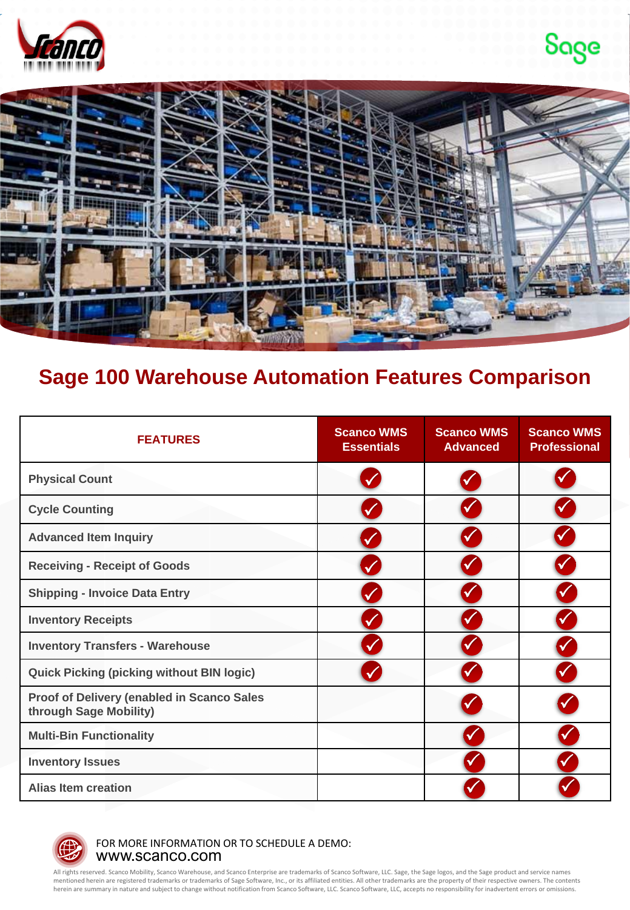# Sage 100 Warehouse Automation Features Comparison

| FEATURES | Scanco WMS Essentials | Scanco WMS Advanced | Scanco WMS Professional |
|---|---|---|---|
| Physical Count | ✓ | ✓ | ✓ |
| Cycle Counting | ✓ | ✓ | ✓ |
| Advanced Item Inquiry | ✓ | ✓ | ✓ |
| Receiving - Receipt of Goods | ✓ | ✓ | ✓ |
| Shipping - Invoice Data Entry | ✓ | ✓ | ✓ |
| Inventory Receipts | ✓ | ✓ | ✓ |
| Inventory Transfers - Warehouse | ✓ | ✓ | ✓ |
| Quick Picking (picking without BIN logic) | ✓ | ✓ | ✓ |
| Proof of Delivery (enabled in Scanco Sales through Sage Mobility) | | ✓ | ✓ |
| Multi-Bin Functionality | | ✓ | ✓ |
| Inventory Issues | | ✓ | ✓ |
| Alias Item creation | | ✓ | ✓ |

FOR MORE INFORMATION OR TO SCHEDULE A DEMO:
www.scanco.com

All rights reserved. Scanco Mobility, Scanco Warehouse, and Scanco Enterprise are trademarks of Scanco Software, LLC. Sage, the Sage logos, and the Sage product and service names mentioned herein are registered trademarks or trademarks of Sage Software, Inc., or its affiliated entities. All other trademarks are the property of their respective owners. The contents herein are summary in nature and subject to change without notification from Scanco Software, LLC. Scanco Software, LLC, accepts no responsibility for inadvertent errors or omissions.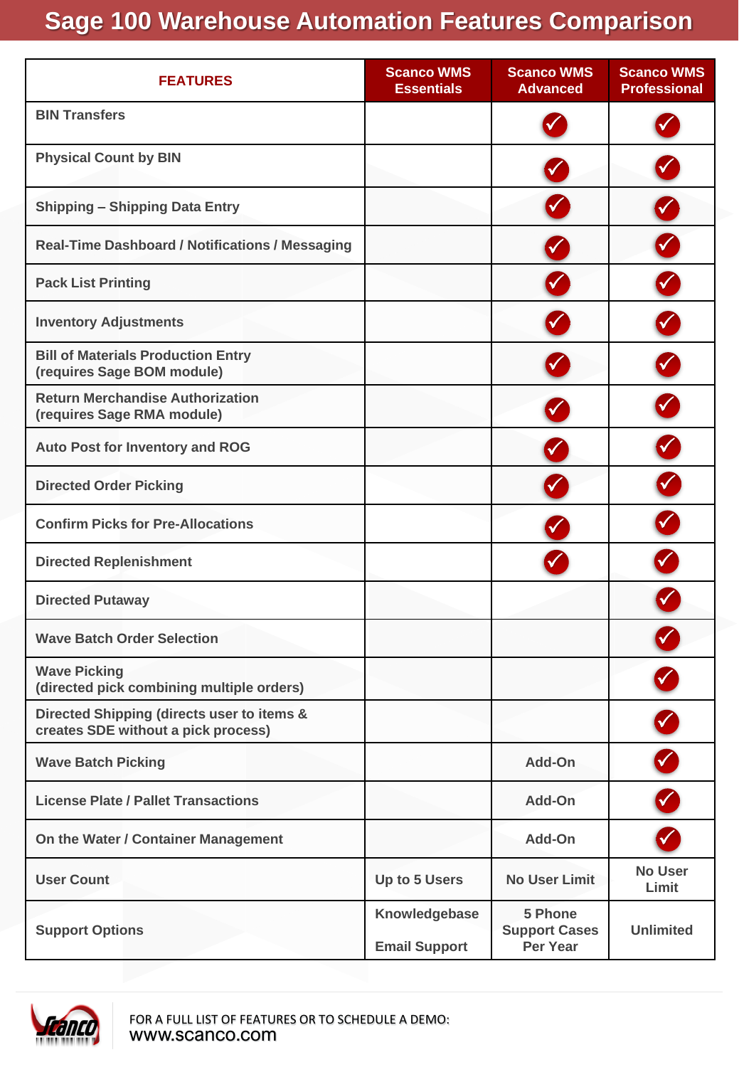# Sage 100 Warehouse Automation Features Comparison

| FEATURES | Scanco WMS Essentials | Scanco WMS Advanced | Scanco WMS Professional |
|---|---|---|---|
| BIN Transfers | | ✓ | ✓ |
| Physical Count by BIN | | ✓ | ✓ |
| Shipping – Shipping Data Entry | | ✓ | ✓ |
| Real-Time Dashboard / Notifications / Messaging | | ✓ | ✓ |
| Pack List Printing | | ✓ | ✓ |
| Inventory Adjustments | | ✓ | ✓ |
| Bill of Materials Production Entry (requires Sage BOM module) | | ✓ | ✓ |
| Return Merchandise Authorization (requires Sage RMA module) | | ✓ | ✓ |
| Auto Post for Inventory and ROG | | ✓ | ✓ |
| Directed Order Picking | | ✓ | ✓ |
| Confirm Picks for Pre-Allocations | | ✓ | ✓ |
| Directed Replenishment | | ✓ | ✓ |
| Directed Putaway | | | ✓ |
| Wave Batch Order Selection | | | ✓ |
| Wave Picking (directed pick combining multiple orders) | | | ✓ |
| Directed Shipping (directs user to items & creates SDE without a pick process) | | | ✓ |
| Wave Batch Picking | | Add-On | ✓ |
| License Plate / Pallet Transactions | | Add-On | ✓ |
| On the Water / Container Management | | Add-On | ✓ |
| User Count | Up to 5 Users | No User Limit | No User Limit |
| Support Options | Knowledgebase<br>Email Support | 5 Phone Support Cases Per Year | Unlimited |

FOR A FULL LIST OF FEATURES OR TO SCHEDULE A DEMO:
www.scanco.com